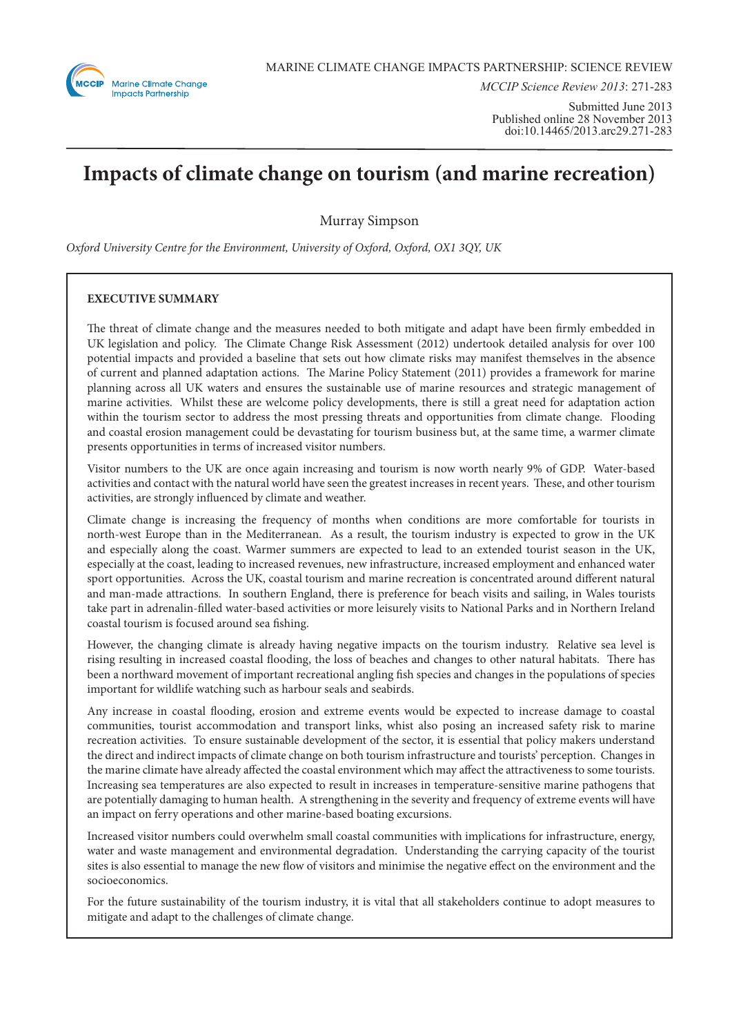MARINE CLIMATE CHANGE IMPACTS PARTNERSHIP: SCIENCE REVIEW

*MCCIP Science Review 2013*: 271-283

Submitted June 2013
Published online 28 November 2013
doi:10.14465/2013.arc29.271-283

# Impacts of climate change on tourism (and marine recreation)

Murray Simpson

*Oxford University Centre for the Environment, University of Oxford, Oxford, OX1 3QY, UK*

## EXECUTIVE SUMMARY

The threat of climate change and the measures needed to both mitigate and adapt have been firmly embedded in UK legislation and policy. The Climate Change Risk Assessment (2012) undertook detailed analysis for over 100 potential impacts and provided a baseline that sets out how climate risks may manifest themselves in the absence of current and planned adaptation actions. The Marine Policy Statement (2011) provides a framework for marine planning across all UK waters and ensures the sustainable use of marine resources and strategic management of marine activities. Whilst these are welcome policy developments, there is still a great need for adaptation action within the tourism sector to address the most pressing threats and opportunities from climate change. Flooding and coastal erosion management could be devastating for tourism business but, at the same time, a warmer climate presents opportunities in terms of increased visitor numbers.

Visitor numbers to the UK are once again increasing and tourism is now worth nearly 9% of GDP. Water-based activities and contact with the natural world have seen the greatest increases in recent years. These, and other tourism activities, are strongly influenced by climate and weather.

Climate change is increasing the frequency of months when conditions are more comfortable for tourists in north-west Europe than in the Mediterranean. As a result, the tourism industry is expected to grow in the UK and especially along the coast. Warmer summers are expected to lead to an extended tourist season in the UK, especially at the coast, leading to increased revenues, new infrastructure, increased employment and enhanced water sport opportunities. Across the UK, coastal tourism and marine recreation is concentrated around different natural and man-made attractions. In southern England, there is preference for beach visits and sailing, in Wales tourists take part in adrenalin-filled water-based activities or more leisurely visits to National Parks and in Northern Ireland coastal tourism is focused around sea fishing.

However, the changing climate is already having negative impacts on the tourism industry. Relative sea level is rising resulting in increased coastal flooding, the loss of beaches and changes to other natural habitats. There has been a northward movement of important recreational angling fish species and changes in the populations of species important for wildlife watching such as harbour seals and seabirds.

Any increase in coastal flooding, erosion and extreme events would be expected to increase damage to coastal communities, tourist accommodation and transport links, whilst also posing an increased safety risk to marine recreation activities. To ensure sustainable development of the sector, it is essential that policy makers understand the direct and indirect impacts of climate change on both tourism infrastructure and tourists' perception. Changes in the marine climate have already affected the coastal environment which may affect the attractiveness to some tourists. Increasing sea temperatures are also expected to result in increases in temperature-sensitive marine pathogens that are potentially damaging to human health. A strengthening in the severity and frequency of extreme events will have an impact on ferry operations and other marine-based boating excursions.

Increased visitor numbers could overwhelm small coastal communities with implications for infrastructure, energy, water and waste management and environmental degradation. Understanding the carrying capacity of the tourist sites is also essential to manage the new flow of visitors and minimise the negative effect on the environment and the socioeconomics.

For the future sustainability of the tourism industry, it is vital that all stakeholders continue to adopt measures to mitigate and adapt to the challenges of climate change.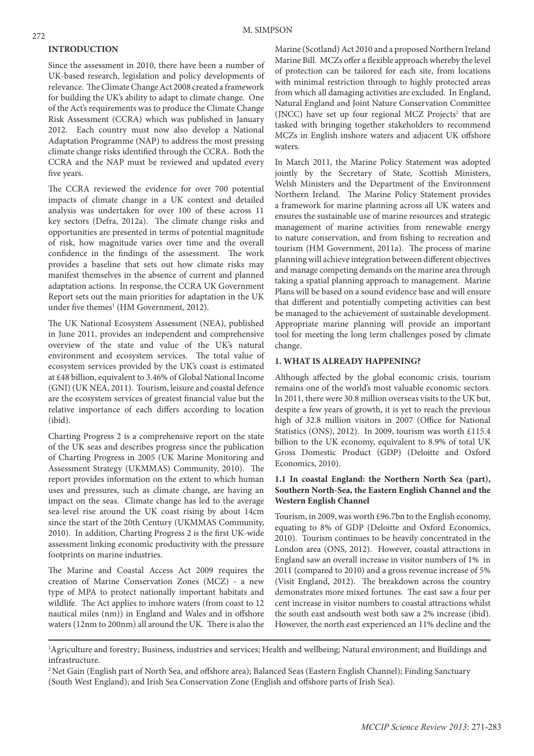## INTRODUCTION

Since the assessment in 2010, there have been a number of UK-based research, legislation and policy developments of relevance. The Climate Change Act 2008 created a framework for building the UK's ability to adapt to climate change. One of the Act's requirements was to produce the Climate Change Risk Assessment (CCRA) which was published in January 2012. Each country must now also develop a National Adaptation Programme (NAP) to address the most pressing climate change risks identified through the CCRA. Both the CCRA and the NAP must be reviewed and updated every five years.

The CCRA reviewed the evidence for over 700 potential impacts of climate change in a UK context and detailed analysis was undertaken for over 100 of these across 11 key sectors (Defra, 2012a). The climate change risks and opportunities are presented in terms of potential magnitude of risk, how magnitude varies over time and the overall confidence in the findings of the assessment. The work provides a baseline that sets out how climate risks may manifest themselves in the absence of current and planned adaptation actions. In response, the CCRA UK Government Report sets out the main priorities for adaptation in the UK under five themes[1] (HM Government, 2012).

The UK National Ecosystem Assessment (NEA), published in June 2011, provides an independent and comprehensive overview of the state and value of the UK's natural environment and ecosystem services. The total value of ecosystem services provided by the UK's coast is estimated at £48 billion, equivalent to 3.46% of Global National Income (GNI) (UK NEA, 2011). Tourism, leisure and coastal defence are the ecosystem services of greatest financial value but the relative importance of each differs according to location (ibid).

Charting Progress 2 is a comprehensive report on the state of the UK seas and describes progress since the publication of Charting Progress in 2005 (UK Marine Monitoring and Assessment Strategy (UKMMAS) Community, 2010). The report provides information on the extent to which human uses and pressures, such as climate change, are having an impact on the seas. Climate change has led to the average sea-level rise around the UK coast rising by about 14cm since the start of the 20th Century (UKMMAS Community, 2010). In addition, Charting Progress 2 is the first UK-wide assessment linking economic productivity with the pressure footprints on marine industries.

The Marine and Coastal Access Act 2009 requires the creation of Marine Conservation Zones (MCZ) - a new type of MPA to protect nationally important habitats and wildlife. The Act applies to inshore waters (from coast to 12 nautical miles (nm)) in England and Wales and in offshore waters (12nm to 200nm) all around the UK. There is also the Marine (Scotland) Act 2010 and a proposed Northern Ireland Marine Bill. MCZs offer a flexible approach whereby the level of protection can be tailored for each site, from locations with minimal restriction through to highly protected areas from which all damaging activities are excluded. In England, Natural England and Joint Nature Conservation Committee (JNCC) have set up four regional MCZ Projects[2] that are tasked with bringing together stakeholders to recommend MCZs in English inshore waters and adjacent UK offshore waters.

In March 2011, the Marine Policy Statement was adopted jointly by the Secretary of State, Scottish Ministers, Welsh Ministers and the Department of the Environment Northern Ireland. The Marine Policy Statement provides a framework for marine planning across all UK waters and ensures the sustainable use of marine resources and strategic management of marine activities from renewable energy to nature conservation, and from fishing to recreation and tourism (HM Government, 2011a). The process of marine planning will achieve integration between different objectives and manage competing demands on the marine area through taking a spatial planning approach to management. Marine Plans will be based on a sound evidence base and will ensure that different and potentially competing activities can best be managed to the achievement of sustainable development. Appropriate marine planning will provide an important tool for meeting the long term challenges posed by climate change.

## 1. WHAT IS ALREADY HAPPENING?

Although affected by the global economic crisis, tourism remains one of the world's most valuable economic sectors. In 2011, there were 30.8 million overseas visits to the UK but, despite a few years of growth, it is yet to reach the previous high of 32.8 million visitors in 2007 (Office for National Statistics (ONS), 2012). In 2009, tourism was worth £115.4 billion to the UK economy, equivalent to 8.9% of total UK Gross Domestic Product (GDP) (Deloitte and Oxford Economics, 2010).

### 1.1 In coastal England: the Northern North Sea (part), Southern North-Sea, the Eastern English Channel and the Western English Channel

Tourism, in 2009, was worth £96.7bn to the English economy, equating to 8% of GDP (Deloitte and Oxford Economics, 2010). Tourism continues to be heavily concentrated in the London area (ONS, 2012). However, coastal attractions in England saw an overall increase in visitor numbers of 1% in 2011 (compared to 2010) and a gross revenue increase of 5% (Visit England, 2012). The breakdown across the country demonstrates more mixed fortunes. The east saw a four per cent increase in visitor numbers to coastal attractions whilst the south east andsouth west both saw a 2% increase (ibid). However, the north east experienced an 11% decline and the

---

[1] Agriculture and forestry; Business, industries and services; Health and wellbeing; Natural environment; and Buildings and infrastructure.

[2] Net Gain (English part of North Sea, and offshore area); Balanced Seas (Eastern English Channel); Finding Sanctuary (South West England); and Irish Sea Conservation Zone (English and offshore parts of Irish Sea).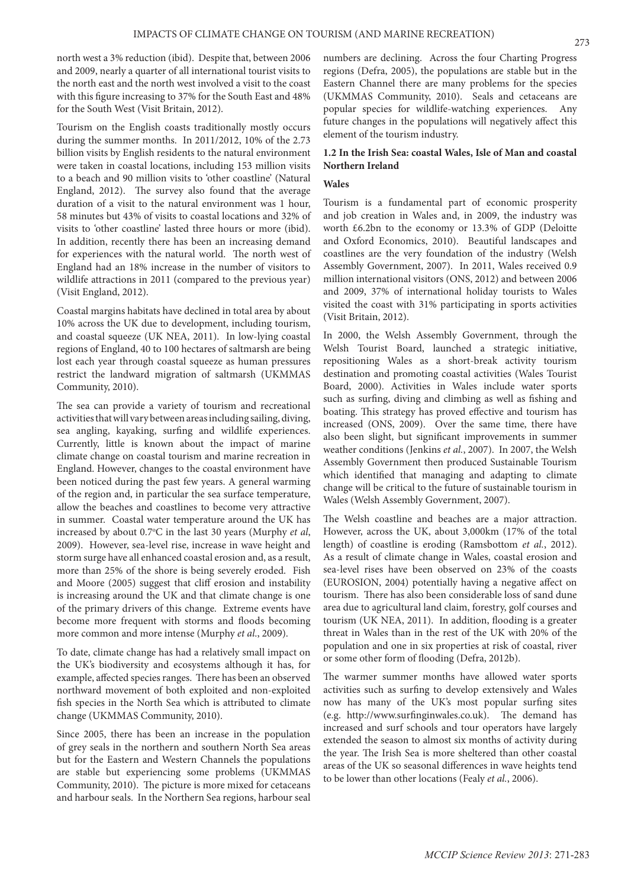north west a 3% reduction (ibid). Despite that, between 2006 and 2009, nearly a quarter of all international tourist visits to the north east and the north west involved a visit to the coast with this figure increasing to 37% for the South East and 48% for the South West (Visit Britain, 2012).

Tourism on the English coasts traditionally mostly occurs during the summer months. In 2011/2012, 10% of the 2.73 billion visits by English residents to the natural environment were taken in coastal locations, including 153 million visits to a beach and 90 million visits to 'other coastline' (Natural England, 2012). The survey also found that the average duration of a visit to the natural environment was 1 hour, 58 minutes but 43% of visits to coastal locations and 32% of visits to 'other coastline' lasted three hours or more (ibid). In addition, recently there has been an increasing demand for experiences with the natural world. The north west of England had an 18% increase in the number of visitors to wildlife attractions in 2011 (compared to the previous year) (Visit England, 2012).

Coastal margins habitats have declined in total area by about 10% across the UK due to development, including tourism, and coastal squeeze (UK NEA, 2011). In low-lying coastal regions of England, 40 to 100 hectares of saltmarsh are being lost each year through coastal squeeze as human pressures restrict the landward migration of saltmarsh (UKMMAS Community, 2010).

The sea can provide a variety of tourism and recreational activities that will vary between areas including sailing, diving, sea angling, kayaking, surfing and wildlife experiences. Currently, little is known about the impact of marine climate change on coastal tourism and marine recreation in England. However, changes to the coastal environment have been noticed during the past few years. A general warming of the region and, in particular the sea surface temperature, allow the beaches and coastlines to become very attractive in summer. Coastal water temperature around the UK has increased by about 0.7°C in the last 30 years (Murphy *et al*, 2009). However, sea-level rise, increase in wave height and storm surge have all enhanced coastal erosion and, as a result, more than 25% of the shore is being severely eroded. Fish and Moore (2005) suggest that cliff erosion and instability is increasing around the UK and that climate change is one of the primary drivers of this change. Extreme events have become more frequent with storms and floods becoming more common and more intense (Murphy *et al*., 2009).

To date, climate change has had a relatively small impact on the UK's biodiversity and ecosystems although it has, for example, affected species ranges. There has been an observed northward movement of both exploited and non-exploited fish species in the North Sea which is attributed to climate change (UKMMAS Community, 2010).

Since 2005, there has been an increase in the population of grey seals in the northern and southern North Sea areas but for the Eastern and Western Channels the populations are stable but experiencing some problems (UKMMAS Community, 2010). The picture is more mixed for cetaceans and harbour seals. In the Northern Sea regions, harbour seal numbers are declining. Across the four Charting Progress regions (Defra, 2005), the populations are stable but in the Eastern Channel there are many problems for the species (UKMMAS Community, 2010). Seals and cetaceans are popular species for wildlife-watching experiences. Any future changes in the populations will negatively affect this element of the tourism industry.

### 1.2 In the Irish Sea: coastal Wales, Isle of Man and coastal Northern Ireland

#### Wales

Tourism is a fundamental part of economic prosperity and job creation in Wales and, in 2009, the industry was worth £6.2bn to the economy or 13.3% of GDP (Deloitte and Oxford Economics, 2010). Beautiful landscapes and coastlines are the very foundation of the industry (Welsh Assembly Government, 2007). In 2011, Wales received 0.9 million international visitors (ONS, 2012) and between 2006 and 2009, 37% of international holiday tourists to Wales visited the coast with 31% participating in sports activities (Visit Britain, 2012).

In 2000, the Welsh Assembly Government, through the Welsh Tourist Board, launched a strategic initiative, repositioning Wales as a short-break activity tourism destination and promoting coastal activities (Wales Tourist Board, 2000). Activities in Wales include water sports such as surfing, diving and climbing as well as fishing and boating. This strategy has proved effective and tourism has increased (ONS, 2009). Over the same time, there have also been slight, but significant improvements in summer weather conditions (Jenkins *et al.*, 2007). In 2007, the Welsh Assembly Government then produced Sustainable Tourism which identified that managing and adapting to climate change will be critical to the future of sustainable tourism in Wales (Welsh Assembly Government, 2007).

The Welsh coastline and beaches are a major attraction. However, across the UK, about 3,000km (17% of the total length) of coastline is eroding (Ramsbottom *et al.*, 2012). As a result of climate change in Wales, coastal erosion and sea-level rises have been observed on 23% of the coasts (EUROSION, 2004) potentially having a negative affect on tourism. There has also been considerable loss of sand dune area due to agricultural land claim, forestry, golf courses and tourism (UK NEA, 2011). In addition, flooding is a greater threat in Wales than in the rest of the UK with 20% of the population and one in six properties at risk of coastal, river or some other form of flooding (Defra, 2012b).

The warmer summer months have allowed water sports activities such as surfing to develop extensively and Wales now has many of the UK's most popular surfing sites (e.g. http://www.surfinginwales.co.uk). The demand has increased and surf schools and tour operators have largely extended the season to almost six months of activity during the year. The Irish Sea is more sheltered than other coastal areas of the UK so seasonal differences in wave heights tend to be lower than other locations (Fealy *et al.*, 2006).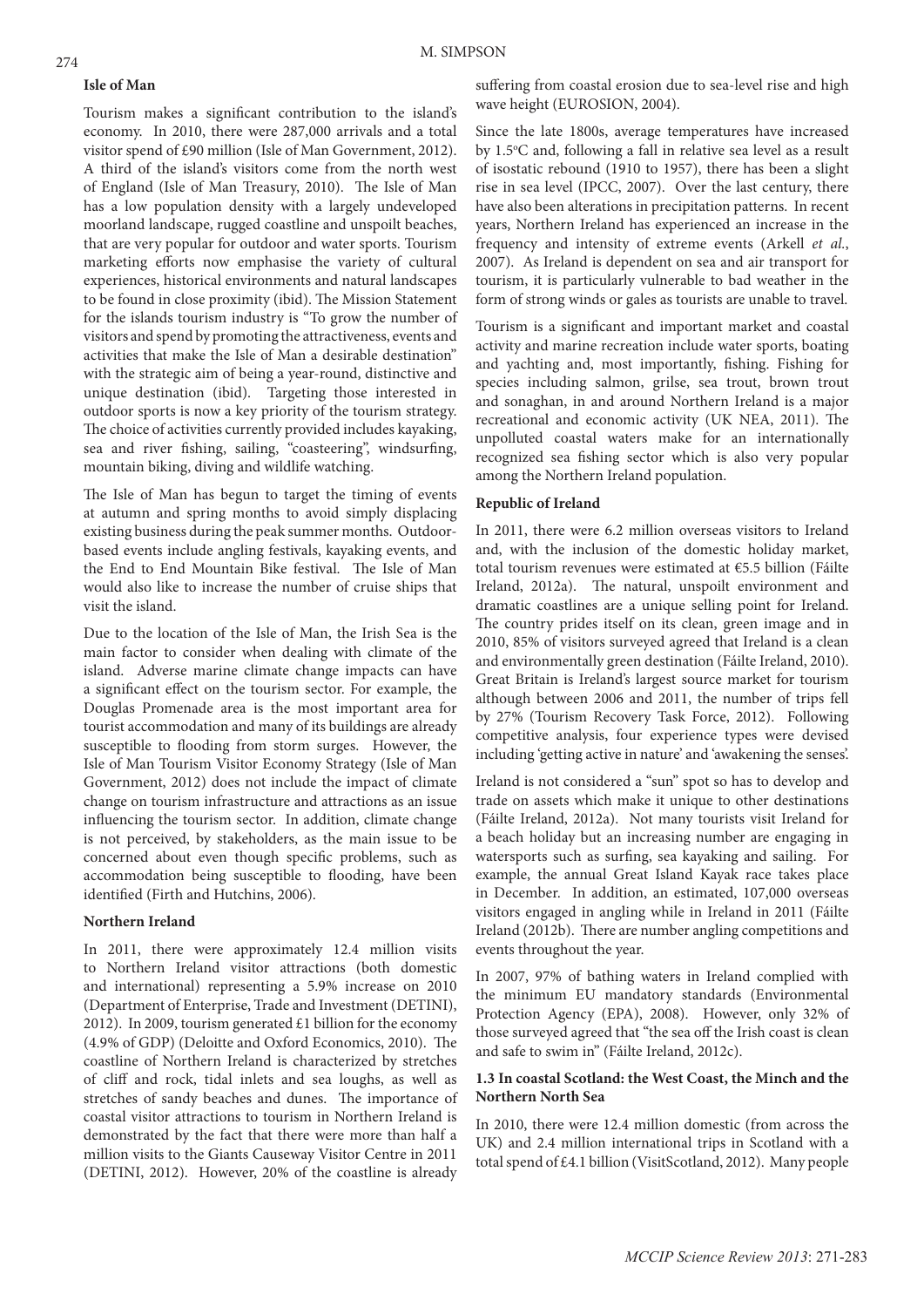**Isle of Man**

Tourism makes a significant contribution to the island's economy. In 2010, there were 287,000 arrivals and a total visitor spend of £90 million (Isle of Man Government, 2012). A third of the island's visitors come from the north west of England (Isle of Man Treasury, 2010). The Isle of Man has a low population density with a largely undeveloped moorland landscape, rugged coastline and unspoilt beaches, that are very popular for outdoor and water sports. Tourism marketing efforts now emphasise the variety of cultural experiences, historical environments and natural landscapes to be found in close proximity (ibid). The Mission Statement for the islands tourism industry is "To grow the number of visitors and spend by promoting the attractiveness, events and activities that make the Isle of Man a desirable destination" with the strategic aim of being a year-round, distinctive and unique destination (ibid). Targeting those interested in outdoor sports is now a key priority of the tourism strategy. The choice of activities currently provided includes kayaking, sea and river fishing, sailing, "coasteering", windsurfing, mountain biking, diving and wildlife watching.

The Isle of Man has begun to target the timing of events at autumn and spring months to avoid simply displacing existing business during the peak summer months. Outdoor-based events include angling festivals, kayaking events, and the End to End Mountain Bike festival. The Isle of Man would also like to increase the number of cruise ships that visit the island.

Due to the location of the Isle of Man, the Irish Sea is the main factor to consider when dealing with climate of the island. Adverse marine climate change impacts can have a significant effect on the tourism sector. For example, the Douglas Promenade area is the most important area for tourist accommodation and many of its buildings are already susceptible to flooding from storm surges. However, the Isle of Man Tourism Visitor Economy Strategy (Isle of Man Government, 2012) does not include the impact of climate change on tourism infrastructure and attractions as an issue influencing the tourism sector. In addition, climate change is not perceived, by stakeholders, as the main issue to be concerned about even though specific problems, such as accommodation being susceptible to flooding, have been identified (Firth and Hutchins, 2006).

**Northern Ireland**

In 2011, there were approximately 12.4 million visits to Northern Ireland visitor attractions (both domestic and international) representing a 5.9% increase on 2010 (Department of Enterprise, Trade and Investment (DETINI), 2012). In 2009, tourism generated £1 billion for the economy (4.9% of GDP) (Deloitte and Oxford Economics, 2010). The coastline of Northern Ireland is characterized by stretches of cliff and rock, tidal inlets and sea loughs, as well as stretches of sandy beaches and dunes. The importance of coastal visitor attractions to tourism in Northern Ireland is demonstrated by the fact that there were more than half a million visits to the Giants Causeway Visitor Centre in 2011 (DETINI, 2012). However, 20% of the coastline is already suffering from coastal erosion due to sea-level rise and high wave height (EUROSION, 2004).

Since the late 1800s, average temperatures have increased by 1.5°C and, following a fall in relative sea level as a result of isostatic rebound (1910 to 1957), there has been a slight rise in sea level (IPCC, 2007). Over the last century, there have also been alterations in precipitation patterns. In recent years, Northern Ireland has experienced an increase in the frequency and intensity of extreme events (Arkell *et al.*, 2007). As Ireland is dependent on sea and air transport for tourism, it is particularly vulnerable to bad weather in the form of strong winds or gales as tourists are unable to travel.

Tourism is a significant and important market and coastal activity and marine recreation include water sports, boating and yachting and, most importantly, fishing. Fishing for species including salmon, grilse, sea trout, brown trout and sonaghan, in and around Northern Ireland is a major recreational and economic activity (UK NEA, 2011). The unpolluted coastal waters make for an internationally recognized sea fishing sector which is also very popular among the Northern Ireland population.

**Republic of Ireland**

In 2011, there were 6.2 million overseas visitors to Ireland and, with the inclusion of the domestic holiday market, total tourism revenues were estimated at €5.5 billion (Fáilte Ireland, 2012a). The natural, unspoilt environment and dramatic coastlines are a unique selling point for Ireland. The country prides itself on its clean, green image and in 2010, 85% of visitors surveyed agreed that Ireland is a clean and environmentally green destination (Fáilte Ireland, 2010). Great Britain is Ireland's largest source market for tourism although between 2006 and 2011, the number of trips fell by 27% (Tourism Recovery Task Force, 2012). Following competitive analysis, four experience types were devised including 'getting active in nature' and 'awakening the senses'.

Ireland is not considered a "sun" spot so has to develop and trade on assets which make it unique to other destinations (Fáilte Ireland, 2012a). Not many tourists visit Ireland for a beach holiday but an increasing number are engaging in watersports such as surfing, sea kayaking and sailing. For example, the annual Great Island Kayak race takes place in December. In addition, an estimated, 107,000 overseas visitors engaged in angling while in Ireland in 2011 (Fáilte Ireland (2012b). There are number angling competitions and events throughout the year.

In 2007, 97% of bathing waters in Ireland complied with the minimum EU mandatory standards (Environmental Protection Agency (EPA), 2008). However, only 32% of those surveyed agreed that "the sea off the Irish coast is clean and safe to swim in" (Fáilte Ireland, 2012c).

### 1.3 In coastal Scotland: the West Coast, the Minch and the Northern North Sea

In 2010, there were 12.4 million domestic (from across the UK) and 2.4 million international trips in Scotland with a total spend of £4.1 billion (VisitScotland, 2012). Many people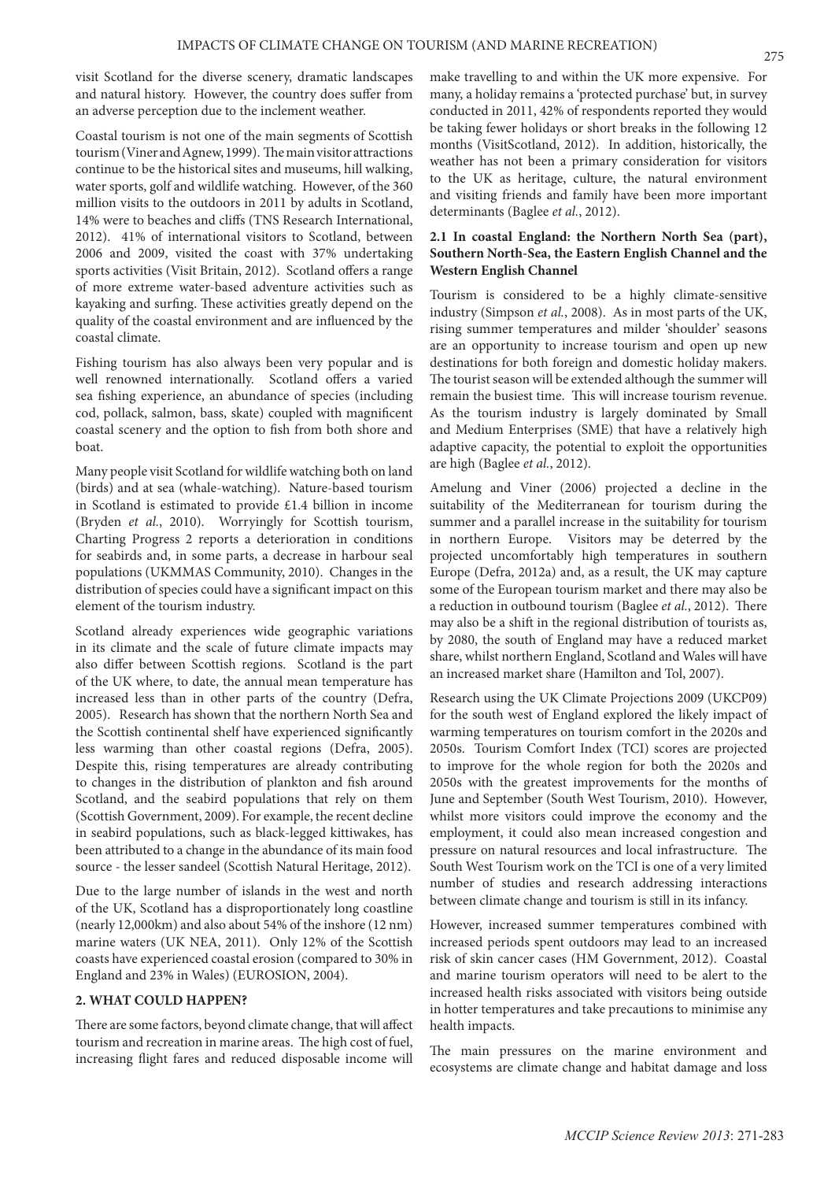visit Scotland for the diverse scenery, dramatic landscapes and natural history. However, the country does suffer from an adverse perception due to the inclement weather.

Coastal tourism is not one of the main segments of Scottish tourism (Viner and Agnew, 1999). The main visitor attractions continue to be the historical sites and museums, hill walking, water sports, golf and wildlife watching. However, of the 360 million visits to the outdoors in 2011 by adults in Scotland, 14% were to beaches and cliffs (TNS Research International, 2012). 41% of international visitors to Scotland, between 2006 and 2009, visited the coast with 37% undertaking sports activities (Visit Britain, 2012). Scotland offers a range of more extreme water-based adventure activities such as kayaking and surfing. These activities greatly depend on the quality of the coastal environment and are influenced by the coastal climate.

Fishing tourism has also always been very popular and is well renowned internationally. Scotland offers a varied sea fishing experience, an abundance of species (including cod, pollack, salmon, bass, skate) coupled with magnificent coastal scenery and the option to fish from both shore and boat.

Many people visit Scotland for wildlife watching both on land (birds) and at sea (whale-watching). Nature-based tourism in Scotland is estimated to provide £1.4 billion in income (Bryden *et al.*, 2010). Worryingly for Scottish tourism, Charting Progress 2 reports a deterioration in conditions for seabirds and, in some parts, a decrease in harbour seal populations (UKMMAS Community, 2010). Changes in the distribution of species could have a significant impact on this element of the tourism industry.

Scotland already experiences wide geographic variations in its climate and the scale of future climate impacts may also differ between Scottish regions. Scotland is the part of the UK where, to date, the annual mean temperature has increased less than in other parts of the country (Defra, 2005). Research has shown that the northern North Sea and the Scottish continental shelf have experienced significantly less warming than other coastal regions (Defra, 2005). Despite this, rising temperatures are already contributing to changes in the distribution of plankton and fish around Scotland, and the seabird populations that rely on them (Scottish Government, 2009). For example, the recent decline in seabird populations, such as black-legged kittiwakes, has been attributed to a change in the abundance of its main food source - the lesser sandeel (Scottish Natural Heritage, 2012).

Due to the large number of islands in the west and north of the UK, Scotland has a disproportionately long coastline (nearly 12,000km) and also about 54% of the inshore (12 nm) marine waters (UK NEA, 2011). Only 12% of the Scottish coasts have experienced coastal erosion (compared to 30% in England and 23% in Wales) (EUROSION, 2004).

## 2. WHAT COULD HAPPEN?

There are some factors, beyond climate change, that will affect tourism and recreation in marine areas. The high cost of fuel, increasing flight fares and reduced disposable income will make travelling to and within the UK more expensive. For many, a holiday remains a 'protected purchase' but, in survey conducted in 2011, 42% of respondents reported they would be taking fewer holidays or short breaks in the following 12 months (VisitScotland, 2012). In addition, historically, the weather has not been a primary consideration for visitors to the UK as heritage, culture, the natural environment and visiting friends and family have been more important determinants (Baglee *et al.*, 2012).

### 2.1 In coastal England: the Northern North Sea (part), Southern North-Sea, the Eastern English Channel and the Western English Channel

Tourism is considered to be a highly climate-sensitive industry (Simpson *et al.*, 2008). As in most parts of the UK, rising summer temperatures and milder 'shoulder' seasons are an opportunity to increase tourism and open up new destinations for both foreign and domestic holiday makers. The tourist season will be extended although the summer will remain the busiest time. This will increase tourism revenue. As the tourism industry is largely dominated by Small and Medium Enterprises (SME) that have a relatively high adaptive capacity, the potential to exploit the opportunities are high (Baglee *et al.*, 2012).

Amelung and Viner (2006) projected a decline in the suitability of the Mediterranean for tourism during the summer and a parallel increase in the suitability for tourism in northern Europe. Visitors may be deterred by the projected uncomfortably high temperatures in southern Europe (Defra, 2012a) and, as a result, the UK may capture some of the European tourism market and there may also be a reduction in outbound tourism (Baglee *et al.*, 2012). There may also be a shift in the regional distribution of tourists as, by 2080, the south of England may have a reduced market share, whilst northern England, Scotland and Wales will have an increased market share (Hamilton and Tol, 2007).

Research using the UK Climate Projections 2009 (UKCP09) for the south west of England explored the likely impact of warming temperatures on tourism comfort in the 2020s and 2050s. Tourism Comfort Index (TCI) scores are projected to improve for the whole region for both the 2020s and 2050s with the greatest improvements for the months of June and September (South West Tourism, 2010). However, whilst more visitors could improve the economy and the employment, it could also mean increased congestion and pressure on natural resources and local infrastructure. The South West Tourism work on the TCI is one of a very limited number of studies and research addressing interactions between climate change and tourism is still in its infancy.

However, increased summer temperatures combined with increased periods spent outdoors may lead to an increased risk of skin cancer cases (HM Government, 2012). Coastal and marine tourism operators will need to be alert to the increased health risks associated with visitors being outside in hotter temperatures and take precautions to minimise any health impacts.

The main pressures on the marine environment and ecosystems are climate change and habitat damage and loss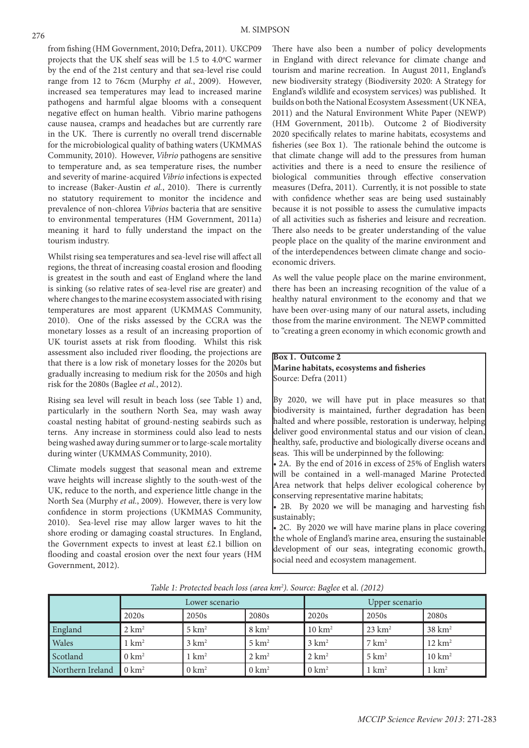from fishing (HM Government, 2010; Defra, 2011). UKCP09 projects that the UK shelf seas will be 1.5 to 4.0°C warmer by the end of the 21st century and that sea-level rise could range from 12 to 76cm (Murphy *et al.*, 2009). However, increased sea temperatures may lead to increased marine pathogens and harmful algae blooms with a consequent negative effect on human health. Vibrio marine pathogens cause nausea, cramps and headaches but are currently rare in the UK. There is currently no overall trend discernable for the microbiological quality of bathing waters (UKMMAS Community, 2010). However, *Vibrio* pathogens are sensitive to temperature and, as sea temperature rises, the number and severity of marine-acquired *Vibrio* infections is expected to increase (Baker-Austin *et al.*, 2010). There is currently no statutory requirement to monitor the incidence and prevalence of non-chlorea *Vibrios* bacteria that are sensitive to environmental temperatures (HM Government, 2011a) meaning it hard to fully understand the impact on the tourism industry.

Whilst rising sea temperatures and sea-level rise will affect all regions, the threat of increasing coastal erosion and flooding is greatest in the south and east of England where the land is sinking (so relative rates of sea-level rise are greater) and where changes to the marine ecosystem associated with rising temperatures are most apparent (UKMMAS Community, 2010). One of the risks assessed by the CCRA was the monetary losses as a result of an increasing proportion of UK tourist assets at risk from flooding. Whilst this risk assessment also included river flooding, the projections are that there is a low risk of monetary losses for the 2020s but gradually increasing to medium risk for the 2050s and high risk for the 2080s (Baglee *et al.*, 2012).

Rising sea level will result in beach loss (see Table 1) and, particularly in the southern North Sea, may wash away coastal nesting habitat of ground-nesting seabirds such as terns. Any increase in storminess could also lead to nests being washed away during summer or to large-scale mortality during winter (UKMMAS Community, 2010).

Climate models suggest that seasonal mean and extreme wave heights will increase slightly to the south-west of the UK, reduce to the north, and experience little change in the North Sea (Murphy *et al.*, 2009). However, there is very low confidence in storm projections (UKMMAS Community, 2010). Sea-level rise may allow larger waves to hit the shore eroding or damaging coastal structures. In England, the Government expects to invest at least £2.1 billion on flooding and coastal erosion over the next four years (HM Government, 2012).

There have also been a number of policy developments in England with direct relevance for climate change and tourism and marine recreation. In August 2011, England's new biodiversity strategy (Biodiversity 2020: A Strategy for England's wildlife and ecosystem services) was published. It builds on both the National Ecosystem Assessment (UK NEA, 2011) and the Natural Environment White Paper (NEWP) (HM Government, 2011b). Outcome 2 of Biodiversity 2020 specifically relates to marine habitats, ecosystems and fisheries (see Box 1). The rationale behind the outcome is that climate change will add to the pressures from human activities and there is a need to ensure the resilience of biological communities through effective conservation measures (Defra, 2011). Currently, it is not possible to state with confidence whether seas are being used sustainably because it is not possible to assess the cumulative impacts of all activities such as fisheries and leisure and recreation. There also needs to be greater understanding of the value people place on the quality of the marine environment and of the interdependences between climate change and socio-economic drivers.

As well the value people place on the marine environment, there has been an increasing recognition of the value of a healthy natural environment to the economy and that we have been over-using many of our natural assets, including those from the marine environment. The NEWP committed to "creating a green economy in which economic growth and

**Box 1. Outcome 2**
**Marine habitats, ecosystems and fisheries**
Source: Defra (2011)

By 2020, we will have put in place measures so that biodiversity is maintained, further degradation has been halted and where possible, restoration is underway, helping deliver good environmental status and our vision of clean, healthy, safe, productive and biologically diverse oceans and seas. This will be underpinned by the following:

- 2A. By the end of 2016 in excess of 25% of English waters will be contained in a well-managed Marine Protected Area network that helps deliver ecological coherence by conserving representative marine habitats;
- 2B. By 2020 we will be managing and harvesting fish sustainably;
- 2C. By 2020 we will have marine plans in place covering the whole of England's marine area, ensuring the sustainable development of our seas, integrating economic growth, social need and ecosystem management.

*Table 1: Protected beach loss (area km²). Source: Baglee* et al. *(2012)*

| | Lower scenario | | | Upper scenario | | |
|---|---|---|---|---|---|---|
| | 2020s | 2050s | 2080s | 2020s | 2050s | 2080s |
| England | 2 km² | 5 km² | 8 km² | 10 km² | 23 km² | 38 km² |
| Wales | 1 km² | 3 km² | 5 km² | 3 km² | 7 km² | 12 km² |
| Scotland | 0 km² | 1 km² | 2 km² | 2 km² | 5 km² | 10 km² |
| Northern Ireland | 0 km² | 0 km² | 0 km² | 0 km² | 1 km² | 1 km² |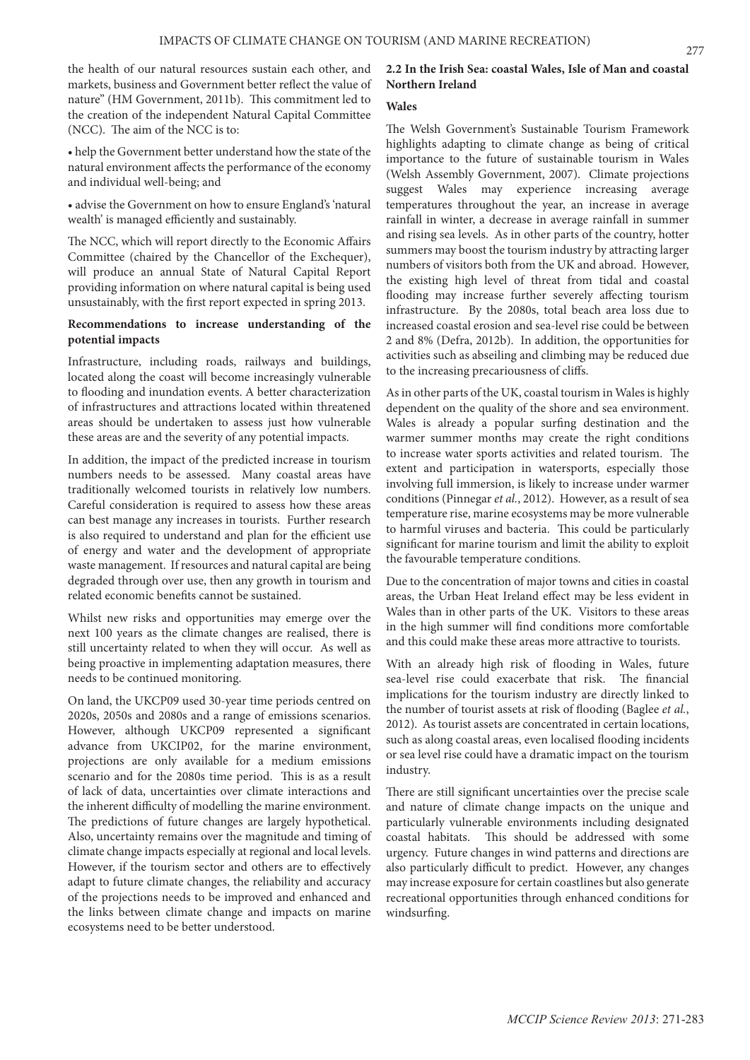the health of our natural resources sustain each other, and markets, business and Government better reflect the value of nature" (HM Government, 2011b). This commitment led to the creation of the independent Natural Capital Committee (NCC). The aim of the NCC is to:

• help the Government better understand how the state of the natural environment affects the performance of the economy and individual well-being; and

• advise the Government on how to ensure England's 'natural wealth' is managed efficiently and sustainably.

The NCC, which will report directly to the Economic Affairs Committee (chaired by the Chancellor of the Exchequer), will produce an annual State of Natural Capital Report providing information on where natural capital is being used unsustainably, with the first report expected in spring 2013.

**Recommendations to increase understanding of the potential impacts**

Infrastructure, including roads, railways and buildings, located along the coast will become increasingly vulnerable to flooding and inundation events. A better characterization of infrastructures and attractions located within threatened areas should be undertaken to assess just how vulnerable these areas are and the severity of any potential impacts.

In addition, the impact of the predicted increase in tourism numbers needs to be assessed. Many coastal areas have traditionally welcomed tourists in relatively low numbers. Careful consideration is required to assess how these areas can best manage any increases in tourists. Further research is also required to understand and plan for the efficient use of energy and water and the development of appropriate waste management. If resources and natural capital are being degraded through over use, then any growth in tourism and related economic benefits cannot be sustained.

Whilst new risks and opportunities may emerge over the next 100 years as the climate changes are realised, there is still uncertainty related to when they will occur. As well as being proactive in implementing adaptation measures, there needs to be continued monitoring.

On land, the UKCP09 used 30-year time periods centred on 2020s, 2050s and 2080s and a range of emissions scenarios. However, although UKCP09 represented a significant advance from UKCIP02, for the marine environment, projections are only available for a medium emissions scenario and for the 2080s time period. This is as a result of lack of data, uncertainties over climate interactions and the inherent difficulty of modelling the marine environment. The predictions of future changes are largely hypothetical. Also, uncertainty remains over the magnitude and timing of climate change impacts especially at regional and local levels. However, if the tourism sector and others are to effectively adapt to future climate changes, the reliability and accuracy of the projections needs to be improved and enhanced and the links between climate change and impacts on marine ecosystems need to be better understood.

### 2.2 In the Irish Sea: coastal Wales, Isle of Man and coastal Northern Ireland

**Wales**

The Welsh Government's Sustainable Tourism Framework highlights adapting to climate change as being of critical importance to the future of sustainable tourism in Wales (Welsh Assembly Government, 2007). Climate projections suggest Wales may experience increasing average temperatures throughout the year, an increase in average rainfall in winter, a decrease in average rainfall in summer and rising sea levels. As in other parts of the country, hotter summers may boost the tourism industry by attracting larger numbers of visitors both from the UK and abroad. However, the existing high level of threat from tidal and coastal flooding may increase further severely affecting tourism infrastructure. By the 2080s, total beach area loss due to increased coastal erosion and sea-level rise could be between 2 and 8% (Defra, 2012b). In addition, the opportunities for activities such as abseiling and climbing may be reduced due to the increasing precariousness of cliffs.

As in other parts of the UK, coastal tourism in Wales is highly dependent on the quality of the shore and sea environment. Wales is already a popular surfing destination and the warmer summer months may create the right conditions to increase water sports activities and related tourism. The extent and participation in watersports, especially those involving full immersion, is likely to increase under warmer conditions (Pinnegar *et al.*, 2012). However, as a result of sea temperature rise, marine ecosystems may be more vulnerable to harmful viruses and bacteria. This could be particularly significant for marine tourism and limit the ability to exploit the favourable temperature conditions.

Due to the concentration of major towns and cities in coastal areas, the Urban Heat Ireland effect may be less evident in Wales than in other parts of the UK. Visitors to these areas in the high summer will find conditions more comfortable and this could make these areas more attractive to tourists.

With an already high risk of flooding in Wales, future sea-level rise could exacerbate that risk. The financial implications for the tourism industry are directly linked to the number of tourist assets at risk of flooding (Baglee *et al.*, 2012). As tourist assets are concentrated in certain locations, such as along coastal areas, even localised flooding incidents or sea level rise could have a dramatic impact on the tourism industry.

There are still significant uncertainties over the precise scale and nature of climate change impacts on the unique and particularly vulnerable environments including designated coastal habitats. This should be addressed with some urgency. Future changes in wind patterns and directions are also particularly difficult to predict. However, any changes may increase exposure for certain coastlines but also generate recreational opportunities through enhanced conditions for windsurfing.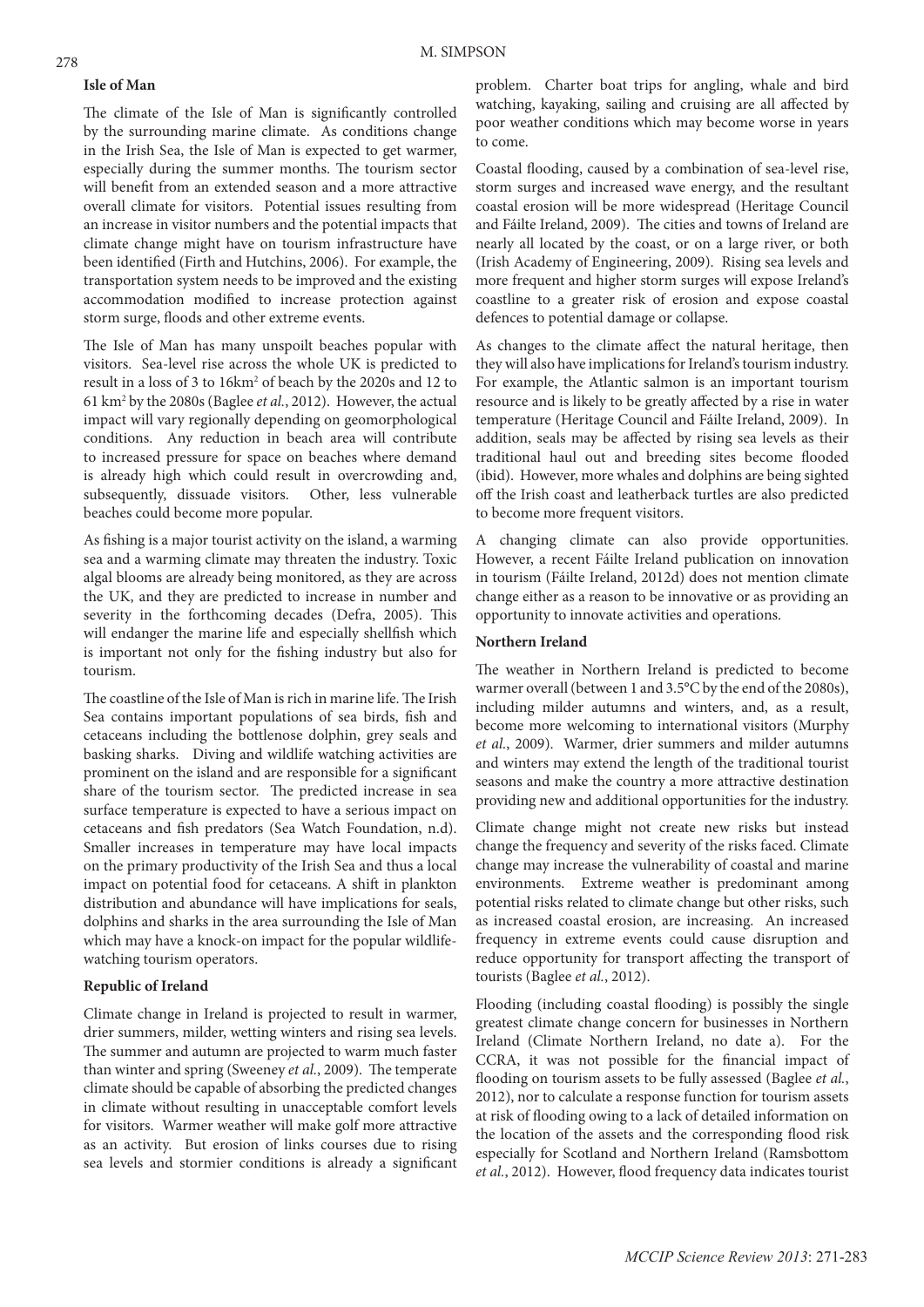### Isle of Man

The climate of the Isle of Man is significantly controlled by the surrounding marine climate. As conditions change in the Irish Sea, the Isle of Man is expected to get warmer, especially during the summer months. The tourism sector will benefit from an extended season and a more attractive overall climate for visitors. Potential issues resulting from an increase in visitor numbers and the potential impacts that climate change might have on tourism infrastructure have been identified (Firth and Hutchins, 2006). For example, the transportation system needs to be improved and the existing accommodation modified to increase protection against storm surge, floods and other extreme events.

The Isle of Man has many unspoilt beaches popular with visitors. Sea-level rise across the whole UK is predicted to result in a loss of 3 to 16km$^2$ of beach by the 2020s and 12 to 61 km$^2$ by the 2080s (Baglee *et al.*, 2012). However, the actual impact will vary regionally depending on geomorphological conditions. Any reduction in beach area will contribute to increased pressure for space on beaches where demand is already high which could result in overcrowding and, subsequently, dissuade visitors. Other, less vulnerable beaches could become more popular.

As fishing is a major tourist activity on the island, a warming sea and a warming climate may threaten the industry. Toxic algal blooms are already being monitored, as they are across the UK, and they are predicted to increase in number and severity in the forthcoming decades (Defra, 2005). This will endanger the marine life and especially shellfish which is important not only for the fishing industry but also for tourism.

The coastline of the Isle of Man is rich in marine life. The Irish Sea contains important populations of sea birds, fish and cetaceans including the bottlenose dolphin, grey seals and basking sharks. Diving and wildlife watching activities are prominent on the island and are responsible for a significant share of the tourism sector. The predicted increase in sea surface temperature is expected to have a serious impact on cetaceans and fish predators (Sea Watch Foundation, n.d). Smaller increases in temperature may have local impacts on the primary productivity of the Irish Sea and thus a local impact on potential food for cetaceans. A shift in plankton distribution and abundance will have implications for seals, dolphins and sharks in the area surrounding the Isle of Man which may have a knock-on impact for the popular wildlife-watching tourism operators.

### Republic of Ireland

Climate change in Ireland is projected to result in warmer, drier summers, milder, wetting winters and rising sea levels. The summer and autumn are projected to warm much faster than winter and spring (Sweeney *et al.*, 2009). The temperate climate should be capable of absorbing the predicted changes in climate without resulting in unacceptable comfort levels for visitors. Warmer weather will make golf more attractive as an activity. But erosion of links courses due to rising sea levels and stormier conditions is already a significant problem. Charter boat trips for angling, whale and bird watching, kayaking, sailing and cruising are all affected by poor weather conditions which may become worse in years to come.

Coastal flooding, caused by a combination of sea-level rise, storm surges and increased wave energy, and the resultant coastal erosion will be more widespread (Heritage Council and Fáilte Ireland, 2009). The cities and towns of Ireland are nearly all located by the coast, or on a large river, or both (Irish Academy of Engineering, 2009). Rising sea levels and more frequent and higher storm surges will expose Ireland's coastline to a greater risk of erosion and expose coastal defences to potential damage or collapse.

As changes to the climate affect the natural heritage, then they will also have implications for Ireland's tourism industry. For example, the Atlantic salmon is an important tourism resource and is likely to be greatly affected by a rise in water temperature (Heritage Council and Fáilte Ireland, 2009). In addition, seals may be affected by rising sea levels as their traditional haul out and breeding sites become flooded (ibid). However, more whales and dolphins are being sighted off the Irish coast and leatherback turtles are also predicted to become more frequent visitors.

A changing climate can also provide opportunities. However, a recent Fáilte Ireland publication on innovation in tourism (Fáilte Ireland, 2012d) does not mention climate change either as a reason to be innovative or as providing an opportunity to innovate activities and operations.

### Northern Ireland

The weather in Northern Ireland is predicted to become warmer overall (between 1 and 3.5°C by the end of the 2080s), including milder autumns and winters, and, as a result, become more welcoming to international visitors (Murphy *et al.*, 2009). Warmer, drier summers and milder autumns and winters may extend the length of the traditional tourist seasons and make the country a more attractive destination providing new and additional opportunities for the industry.

Climate change might not create new risks but instead change the frequency and severity of the risks faced. Climate change may increase the vulnerability of coastal and marine environments. Extreme weather is predominant among potential risks related to climate change but other risks, such as increased coastal erosion, are increasing. An increased frequency in extreme events could cause disruption and reduce opportunity for transport affecting the transport of tourists (Baglee *et al.*, 2012).

Flooding (including coastal flooding) is possibly the single greatest climate change concern for businesses in Northern Ireland (Climate Northern Ireland, no date a). For the CCRA, it was not possible for the financial impact of flooding on tourism assets to be fully assessed (Baglee *et al.*, 2012), nor to calculate a response function for tourism assets at risk of flooding owing to a lack of detailed information on the location of the assets and the corresponding flood risk especially for Scotland and Northern Ireland (Ramsbottom *et al.*, 2012). However, flood frequency data indicates tourist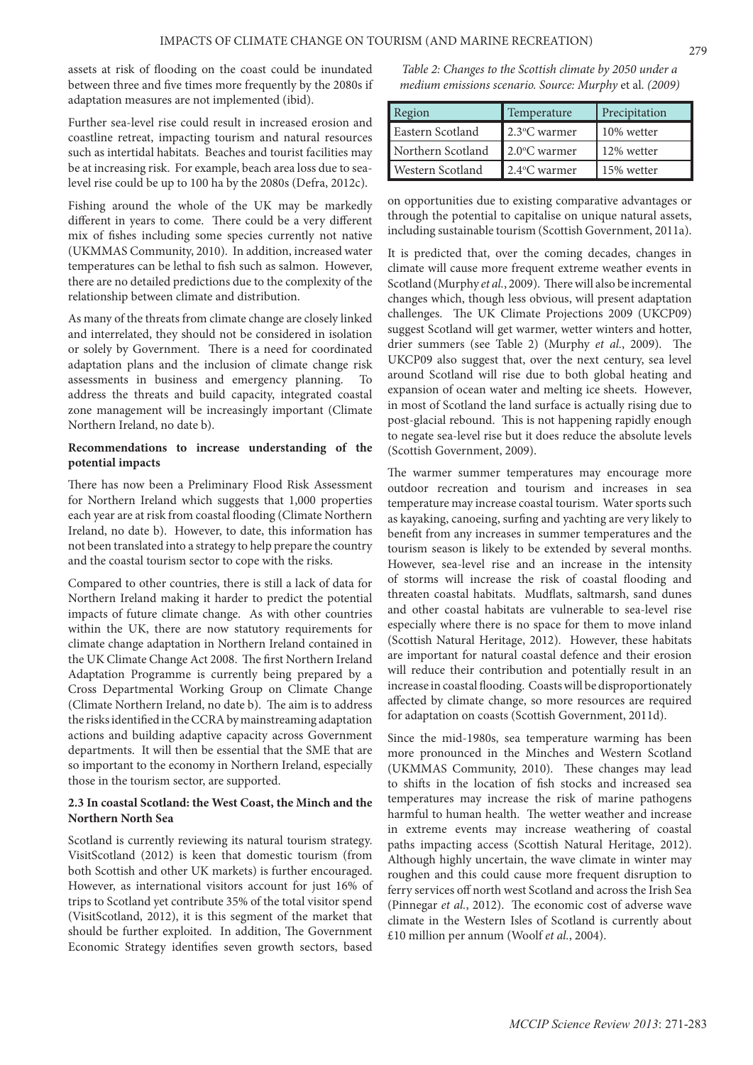assets at risk of flooding on the coast could be inundated between three and five times more frequently by the 2080s if adaptation measures are not implemented (ibid).

Further sea-level rise could result in increased erosion and coastline retreat, impacting tourism and natural resources such as intertidal habitats. Beaches and tourist facilities may be at increasing risk. For example, beach area loss due to sea-level rise could be up to 100 ha by the 2080s (Defra, 2012c).

Fishing around the whole of the UK may be markedly different in years to come. There could be a very different mix of fishes including some species currently not native (UKMMAS Community, 2010). In addition, increased water temperatures can be lethal to fish such as salmon. However, there are no detailed predictions due to the complexity of the relationship between climate and distribution.

As many of the threats from climate change are closely linked and interrelated, they should not be considered in isolation or solely by Government. There is a need for coordinated adaptation plans and the inclusion of climate change risk assessments in business and emergency planning. To address the threats and build capacity, integrated coastal zone management will be increasingly important (Climate Northern Ireland, no date b).

**Recommendations to increase understanding of the potential impacts**

There has now been a Preliminary Flood Risk Assessment for Northern Ireland which suggests that 1,000 properties each year are at risk from coastal flooding (Climate Northern Ireland, no date b). However, to date, this information has not been translated into a strategy to help prepare the country and the coastal tourism sector to cope with the risks.

Compared to other countries, there is still a lack of data for Northern Ireland making it harder to predict the potential impacts of future climate change. As with other countries within the UK, there are now statutory requirements for climate change adaptation in Northern Ireland contained in the UK Climate Change Act 2008. The first Northern Ireland Adaptation Programme is currently being prepared by a Cross Departmental Working Group on Climate Change (Climate Northern Ireland, no date b). The aim is to address the risks identified in the CCRA by mainstreaming adaptation actions and building adaptive capacity across Government departments. It will then be essential that the SME that are so important to the economy in Northern Ireland, especially those in the tourism sector, are supported.

### 2.3 In coastal Scotland: the West Coast, the Minch and the Northern North Sea

Scotland is currently reviewing its natural tourism strategy. VisitScotland (2012) is keen that domestic tourism (from both Scottish and other UK markets) is further encouraged. However, as international visitors account for just 16% of trips to Scotland yet contribute 35% of the total visitor spend (VisitScotland, 2012), it is this segment of the market that should be further exploited. In addition, The Government Economic Strategy identifies seven growth sectors, based on opportunities due to existing comparative advantages or through the potential to capitalise on unique natural assets, including sustainable tourism (Scottish Government, 2011a).

*Table 2: Changes to the Scottish climate by 2050 under a medium emissions scenario. Source: Murphy* et al. *(2009)*

| Region | Temperature | Precipitation |
| --- | --- | --- |
| Eastern Scotland | 2.3°C warmer | 10% wetter |
| Northern Scotland | 2.0°C warmer | 12% wetter |
| Western Scotland | 2.4°C warmer | 15% wetter |

It is predicted that, over the coming decades, changes in climate will cause more frequent extreme weather events in Scotland (Murphy *et al.*, 2009). There will also be incremental changes which, though less obvious, will present adaptation challenges. The UK Climate Projections 2009 (UKCP09) suggest Scotland will get warmer, wetter winters and hotter, drier summers (see Table 2) (Murphy *et al.*, 2009). The UKCP09 also suggest that, over the next century, sea level around Scotland will rise due to both global heating and expansion of ocean water and melting ice sheets. However, in most of Scotland the land surface is actually rising due to post-glacial rebound. This is not happening rapidly enough to negate sea-level rise but it does reduce the absolute levels (Scottish Government, 2009).

The warmer summer temperatures may encourage more outdoor recreation and tourism and increases in sea temperature may increase coastal tourism. Water sports such as kayaking, canoeing, surfing and yachting are very likely to benefit from any increases in summer temperatures and the tourism season is likely to be extended by several months. However, sea-level rise and an increase in the intensity of storms will increase the risk of coastal flooding and threaten coastal habitats. Mudflats, saltmarsh, sand dunes and other coastal habitats are vulnerable to sea-level rise especially where there is no space for them to move inland (Scottish Natural Heritage, 2012). However, these habitats are important for natural coastal defence and their erosion will reduce their contribution and potentially result in an increase in coastal flooding. Coasts will be disproportionately affected by climate change, so more resources are required for adaptation on coasts (Scottish Government, 2011d).

Since the mid-1980s, sea temperature warming has been more pronounced in the Minches and Western Scotland (UKMMAS Community, 2010). These changes may lead to shifts in the location of fish stocks and increased sea temperatures may increase the risk of marine pathogens harmful to human health. The wetter weather and increase in extreme events may increase weathering of coastal paths impacting access (Scottish Natural Heritage, 2012). Although highly uncertain, the wave climate in winter may roughen and this could cause more frequent disruption to ferry services off north west Scotland and across the Irish Sea (Pinnegar *et al.*, 2012). The economic cost of adverse wave climate in the Western Isles of Scotland is currently about £10 million per annum (Woolf *et al.*, 2004).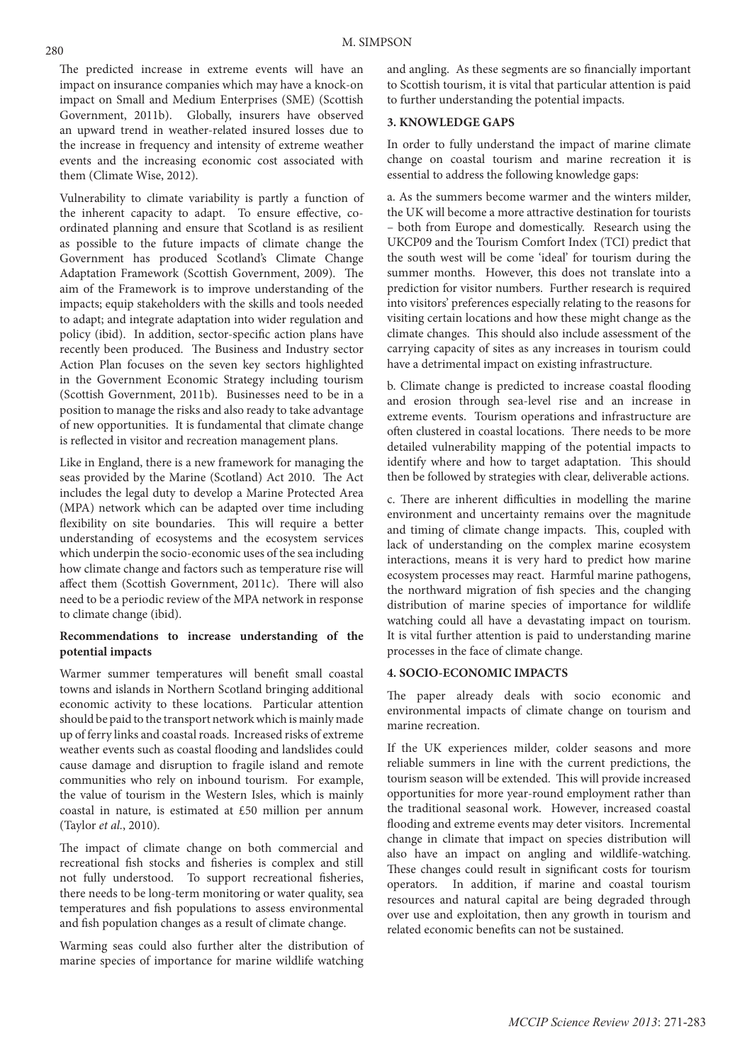The predicted increase in extreme events will have an impact on insurance companies which may have a knock-on impact on Small and Medium Enterprises (SME) (Scottish Government, 2011b). Globally, insurers have observed an upward trend in weather-related insured losses due to the increase in frequency and intensity of extreme weather events and the increasing economic cost associated with them (Climate Wise, 2012).

Vulnerability to climate variability is partly a function of the inherent capacity to adapt. To ensure effective, co-ordinated planning and ensure that Scotland is as resilient as possible to the future impacts of climate change the Government has produced Scotland's Climate Change Adaptation Framework (Scottish Government, 2009). The aim of the Framework is to improve understanding of the impacts; equip stakeholders with the skills and tools needed to adapt; and integrate adaptation into wider regulation and policy (ibid). In addition, sector-specific action plans have recently been produced. The Business and Industry sector Action Plan focuses on the seven key sectors highlighted in the Government Economic Strategy including tourism (Scottish Government, 2011b). Businesses need to be in a position to manage the risks and also ready to take advantage of new opportunities. It is fundamental that climate change is reflected in visitor and recreation management plans.

Like in England, there is a new framework for managing the seas provided by the Marine (Scotland) Act 2010. The Act includes the legal duty to develop a Marine Protected Area (MPA) network which can be adapted over time including flexibility on site boundaries. This will require a better understanding of ecosystems and the ecosystem services which underpin the socio-economic uses of the sea including how climate change and factors such as temperature rise will affect them (Scottish Government, 2011c). There will also need to be a periodic review of the MPA network in response to climate change (ibid).

**Recommendations to increase understanding of the potential impacts**

Warmer summer temperatures will benefit small coastal towns and islands in Northern Scotland bringing additional economic activity to these locations. Particular attention should be paid to the transport network which is mainly made up of ferry links and coastal roads. Increased risks of extreme weather events such as coastal flooding and landslides could cause damage and disruption to fragile island and remote communities who rely on inbound tourism. For example, the value of tourism in the Western Isles, which is mainly coastal in nature, is estimated at £50 million per annum (Taylor *et al.*, 2010).

The impact of climate change on both commercial and recreational fish stocks and fisheries is complex and still not fully understood. To support recreational fisheries, there needs to be long-term monitoring or water quality, sea temperatures and fish populations to assess environmental and fish population changes as a result of climate change.

Warming seas could also further alter the distribution of marine species of importance for marine wildlife watching and angling. As these segments are so financially important to Scottish tourism, it is vital that particular attention is paid to further understanding the potential impacts.

## 3. KNOWLEDGE GAPS

In order to fully understand the impact of marine climate change on coastal tourism and marine recreation it is essential to address the following knowledge gaps:

a. As the summers become warmer and the winters milder, the UK will become a more attractive destination for tourists – both from Europe and domestically. Research using the UKCP09 and the Tourism Comfort Index (TCI) predict that the south west will be come 'ideal' for tourism during the summer months. However, this does not translate into a prediction for visitor numbers. Further research is required into visitors' preferences especially relating to the reasons for visiting certain locations and how these might change as the climate changes. This should also include assessment of the carrying capacity of sites as any increases in tourism could have a detrimental impact on existing infrastructure.

b. Climate change is predicted to increase coastal flooding and erosion through sea-level rise and an increase in extreme events. Tourism operations and infrastructure are often clustered in coastal locations. There needs to be more detailed vulnerability mapping of the potential impacts to identify where and how to target adaptation. This should then be followed by strategies with clear, deliverable actions.

c. There are inherent difficulties in modelling the marine environment and uncertainty remains over the magnitude and timing of climate change impacts. This, coupled with lack of understanding on the complex marine ecosystem interactions, means it is very hard to predict how marine ecosystem processes may react. Harmful marine pathogens, the northward migration of fish species and the changing distribution of marine species of importance for wildlife watching could all have a devastating impact on tourism. It is vital further attention is paid to understanding marine processes in the face of climate change.

## 4. SOCIO-ECONOMIC IMPACTS

The paper already deals with socio economic and environmental impacts of climate change on tourism and marine recreation.

If the UK experiences milder, colder seasons and more reliable summers in line with the current predictions, the tourism season will be extended. This will provide increased opportunities for more year-round employment rather than the traditional seasonal work. However, increased coastal flooding and extreme events may deter visitors. Incremental change in climate that impact on species distribution will also have an impact on angling and wildlife-watching. These changes could result in significant costs for tourism operators. In addition, if marine and coastal tourism resources and natural capital are being degraded through over use and exploitation, then any growth in tourism and related economic benefits can not be sustained.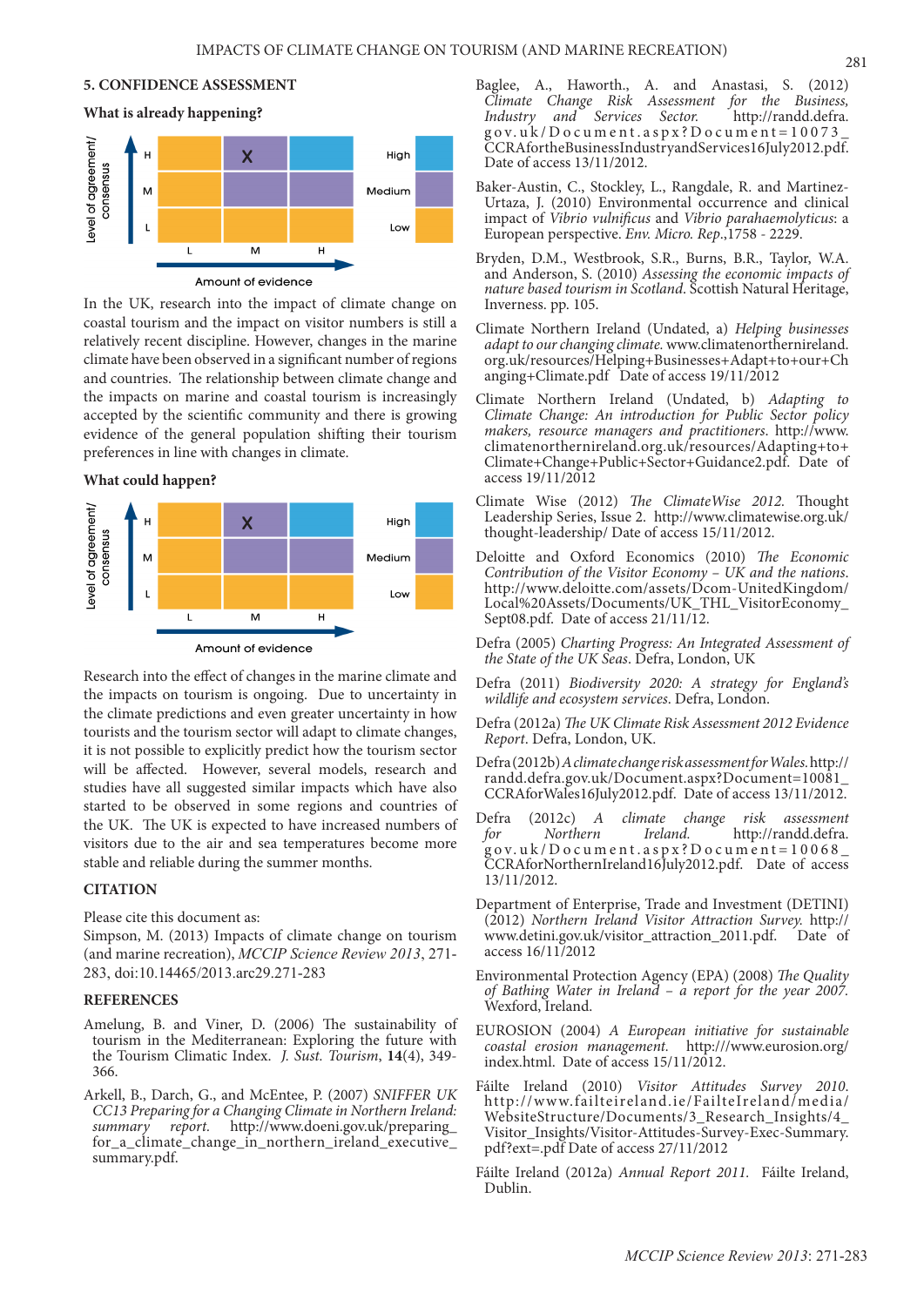## 5. CONFIDENCE ASSESSMENT

### What is already happening?

| Level of agreement/ consensus | L | M | H |
|---|---|---|---|
| H | | X | |
| M | | | |
| L | | | |

Amount of evidence (L, M, H); Confidence key: High, Medium, Low

In the UK, research into the impact of climate change on coastal tourism and the impact on visitor numbers is still a relatively recent discipline. However, changes in the marine climate have been observed in a significant number of regions and countries. The relationship between climate change and the impacts on marine and coastal tourism is increasingly accepted by the scientific community and there is growing evidence of the general population shifting their tourism preferences in line with changes in climate.

### What could happen?

| Level of agreement/ consensus | L | M | H |
|---|---|---|---|
| H | | X | |
| M | | | |
| L | | | |

Amount of evidence (L, M, H); Confidence key: High, Medium, Low

Research into the effect of changes in the marine climate and the impacts on tourism is ongoing. Due to uncertainty in the climate predictions and even greater uncertainty in how tourists and the tourism sector will adapt to climate changes, it is not possible to explicitly predict how the tourism sector will be affected. However, several models, research and studies have all suggested similar impacts which have also started to be observed in some regions and countries of the UK. The UK is expected to have increased numbers of visitors due to the air and sea temperatures become more stable and reliable during the summer months.

## CITATION

Please cite this document as:
Simpson, M. (2013) Impacts of climate change on tourism (and marine recreation), *MCCIP Science Review 2013*, 271-283, doi:10.14465/2013.arc29.271-283

## REFERENCES

Amelung, B. and Viner, D. (2006) The sustainability of tourism in the Mediterranean: Exploring the future with the Tourism Climatic Index. *J. Sust. Tourism*, **14**(4), 349-366.

Arkell, B., Darch, G., and McEntee, P. (2007) *SNIFFER UK CC13 Preparing for a Changing Climate in Northern Ireland: summary report*. http://www.doeni.gov.uk/preparing_for_a_climate_change_in_northern_ireland_executive_summary.pdf.

Baglee, A., Haworth., A. and Anastasi, S. (2012) *Climate Change Risk Assessment for the Business, Industry and Services Sector.* http://randd.defra.gov.uk/Document.aspx?Document=10073_CCRAfortheBusinessIndustryandServices16July2012.pdf. Date of access 13/11/2012.

Baker-Austin, C., Stockley, L., Rangdale, R. and Martinez-Urtaza, J. (2010) Environmental occurrence and clinical impact of *Vibrio vulnificus* and *Vibrio parahaemolyticus*: a European perspective. *Env. Micro. Rep*.,1758 - 2229.

Bryden, D.M., Westbrook, S.R., Burns, B.R., Taylor, W.A. and Anderson, S. (2010) *Assessing the economic impacts of nature based tourism in Scotland*. Scottish Natural Heritage, Inverness. pp. 105.

Climate Northern Ireland (Undated, a) *Helping businesses adapt to our changing climate*. www.climatenorthernireland.org.uk/resources/Helping+Businesses+Adapt+to+our+Changing+Climate.pdf Date of access 19/11/2012

Climate Northern Ireland (Undated, b) *Adapting to Climate Change: An introduction for Public Sector policy makers, resource managers and practitioners*. http://www.climatenorthernireland.org.uk/resources/Adapting+to+Climate+Change+Public+Sector+Guidance2.pdf. Date of access 19/11/2012

Climate Wise (2012) *The ClimateWise 2012*. Thought Leadership Series, Issue 2. http://www.climatewise.org.uk/thought-leadership/ Date of access 15/11/2012.

Deloitte and Oxford Economics (2010) *The Economic Contribution of the Visitor Economy – UK and the nations*. http://www.deloitte.com/assets/Dcom-UnitedKingdom/Local%20Assets/Documents/UK_THL_VisitorEconomy_Sept08.pdf. Date of access 21/11/12.

Defra (2005) *Charting Progress: An Integrated Assessment of the State of the UK Seas*. Defra, London, UK

Defra (2011) *Biodiversity 2020: A strategy for England's wildlife and ecosystem services*. Defra, London.

Defra (2012a) *The UK Climate Risk Assessment 2012 Evidence Report*. Defra, London, UK.

Defra (2012b) *A climate change risk assessment for Wales*. http://randd.defra.gov.uk/Document.aspx?Document=10081_CCRAforWales16July2012.pdf. Date of access 13/11/2012.

Defra (2012c) *A climate change risk assessment for Northern Ireland.* http://randd.defra.gov.uk/Document.aspx?Document=10068_CCRAforNorthernIreland16July2012.pdf. Date of access 13/11/2012.

Department of Enterprise, Trade and Investment (DETINI) (2012) *Northern Ireland Visitor Attraction Survey.* http://www.detini.gov.uk/visitor_attraction_2011.pdf. Date of access 16/11/2012

Environmental Protection Agency (EPA) (2008) *The Quality of Bathing Water in Ireland – a report for the year 2007.* Wexford, Ireland.

EUROSION (2004) *A European initiative for sustainable coastal erosion management*. http:///www.eurosion.org/index.html. Date of access 15/11/2012.

Fáilte Ireland (2010) *Visitor Attitudes Survey 2010.* http://www.failteireland.ie/FailteIreland/media/WebsiteStructure/Documents/3_Research_Insights/4_Visitor_Insights/Visitor-Attitudes-Survey-Exec-Summary.pdf?ext=.pdf Date of access 27/11/2012

Fáilte Ireland (2012a) *Annual Report 2011.* Fáilte Ireland, Dublin.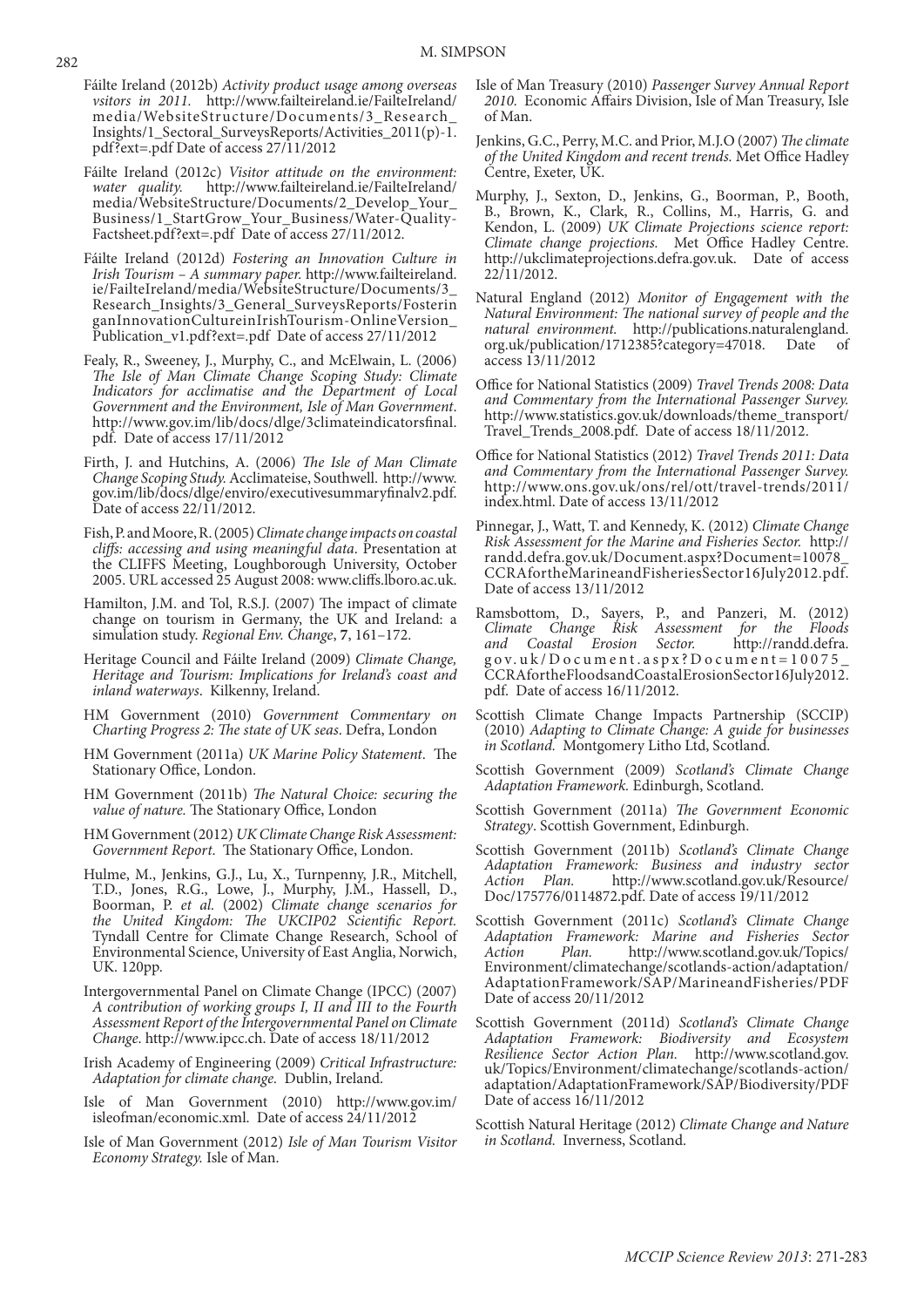Fáilte Ireland (2012b) *Activity product usage among overseas vsitors in 2011.* http://www.failteireland.ie/FailteIreland/media/WebsiteStructure/Documents/3_Research_Insights/1_Sectoral_SurveysReports/Activities_2011(p)-1.pdf?ext=.pdf Date of access 27/11/2012

Fáilte Ireland (2012c) *Visitor attitude on the environment: water quality.* http://www.failteireland.ie/FailteIreland/media/WebsiteStructure/Documents/2_Develop_Your_Business/1_StartGrow_Your_Business/Water-Quality-Factsheet.pdf?ext=.pdf Date of access 27/11/2012.

Fáilte Ireland (2012d) *Fostering an Innovation Culture in Irish Tourism – A summary paper.* http://www.failteireland.ie/FailteIreland/media/WebsiteStructure/Documents/3_Research_Insights/3_General_SurveysReports/FosteringanInnovationCultureinIrishTourism-OnlineVersion_Publication_v1.pdf?ext=.pdf Date of access 27/11/2012

Fealy, R., Sweeney, J., Murphy, C., and McElwain, L. (2006) *The Isle of Man Climate Change Scoping Study: Climate Indicators for acclimatise and the Department of Local Government and the Environment, Isle of Man Government*. http://www.gov.im/lib/docs/dlge/3climateindicatorsfinal.pdf. Date of access 17/11/2012

Firth, J. and Hutchins, A. (2006) *The Isle of Man Climate Change Scoping Study.* Acclimateise, Southwell. http://www.gov.im/lib/docs/dlge/enviro/executivesummaryfinalv2.pdf. Date of access 22/11/2012.

Fish, P. and Moore, R. (2005) *Climate change impacts on coastal cliffs: accessing and using meaningful data*. Presentation at the CLIFFS Meeting, Loughborough University, October 2005. URL accessed 25 August 2008: www.cliffs.lboro.ac.uk.

Hamilton, J.M. and Tol, R.S.J. (2007) The impact of climate change on tourism in Germany, the UK and Ireland: a simulation study. *Regional Env. Change*, **7**, 161–172.

Heritage Council and Fáilte Ireland (2009) *Climate Change, Heritage and Tourism: Implications for Ireland's coast and inland waterways*. Kilkenny, Ireland.

HM Government (2010) *Government Commentary on Charting Progress 2: The state of UK seas*. Defra, London

HM Government (2011a) *UK Marine Policy Statement*. The Stationary Office, London.

HM Government (2011b) *The Natural Choice: securing the value of nature.* The Stationary Office, London

HM Government (2012) *UK Climate Change Risk Assessment: Government Report*. The Stationary Office, London.

Hulme, M., Jenkins, G.J., Lu, X., Turnpenny, J.R., Mitchell, T.D., Jones, R.G., Lowe, J., Murphy, J.M., Hassell, D., Boorman, P. *et al.* (2002) *Climate change scenarios for the United Kingdom: The UKCIP02 Scientific Report.* Tyndall Centre for Climate Change Research, School of Environmental Science, University of East Anglia, Norwich, UK. 120pp.

Intergovernmental Panel on Climate Change (IPCC) (2007) *A contribution of working groups I, II and III to the Fourth Assessment Report of the Intergovernmental Panel on Climate Change*. http://www.ipcc.ch. Date of access 18/11/2012

Irish Academy of Engineering (2009) *Critical Infrastructure: Adaptation for climate change.* Dublin, Ireland.

Isle of Man Government (2010) http://www.gov.im/isleofman/economic.xml. Date of access 24/11/2012

Isle of Man Government (2012) *Isle of Man Tourism Visitor Economy Strategy.* Isle of Man.

Isle of Man Treasury (2010) *Passenger Survey Annual Report 2010.* Economic Affairs Division, Isle of Man Treasury, Isle of Man.

Jenkins, G.C., Perry, M.C. and Prior, M.J.O (2007) *The climate of the United Kingdom and recent trends.* Met Office Hadley Centre, Exeter, UK.

Murphy, J., Sexton, D., Jenkins, G., Boorman, P., Booth, B., Brown, K., Clark, R., Collins, M., Harris, G. and Kendon, L. (2009) *UK Climate Projections science report: Climate change projections.* Met Office Hadley Centre. http://ukclimateprojections.defra.gov.uk. Date of access 22/11/2012.

Natural England (2012) *Monitor of Engagement with the Natural Environment: The national survey of people and the natural environment.* http://publications.naturalengland.org.uk/publication/1712385?category=47018. Date of access 13/11/2012

Office for National Statistics (2009) *Travel Trends 2008: Data and Commentary from the International Passenger Survey.* http://www.statistics.gov.uk/downloads/theme_transport/Travel_Trends_2008.pdf. Date of access 18/11/2012.

Office for National Statistics (2012) *Travel Trends 2011: Data and Commentary from the International Passenger Survey.* http://www.ons.gov.uk/ons/rel/ott/travel-trends/2011/index.html. Date of access 13/11/2012

Pinnegar, J., Watt, T. and Kennedy, K. (2012) *Climate Change Risk Assessment for the Marine and Fisheries Sector.* http://randd.defra.gov.uk/Document.aspx?Document=10078_CCRAfortheMarineandFisheriesSector16July2012.pdf. Date of access 13/11/2012

Ramsbottom, D., Sayers, P., and Panzeri, M. (2012) *Climate Change Risk Assessment for the Floods and Coastal Erosion Sector.* http://randd.defra.gov.uk/Document.aspx?Document=10075_CCRAfortheFloodsandCoastalErosionSector16July2012.pdf. Date of access 16/11/2012.

Scottish Climate Change Impacts Partnership (SCCIP) (2010) *Adapting to Climate Change: A guide for businesses in Scotland.* Montgomery Litho Ltd, Scotland.

Scottish Government (2009) *Scotland's Climate Change Adaptation Framework.* Edinburgh, Scotland.

Scottish Government (2011a) *The Government Economic Strategy*. Scottish Government, Edinburgh.

Scottish Government (2011b) *Scotland's Climate Change Adaptation Framework: Business and industry sector Action Plan.* http://www.scotland.gov.uk/Resource/Doc/175776/0114872.pdf. Date of access 19/11/2012

Scottish Government (2011c) *Scotland's Climate Change Adaptation Framework: Marine and Fisheries Sector Action Plan.* http://www.scotland.gov.uk/Topics/Environment/climatechange/scotlands-action/adaptation/AdaptationFramework/SAP/MarineandFisheries/PDF Date of access 20/11/2012

Scottish Government (2011d) *Scotland's Climate Change Adaptation Framework: Biodiversity and Ecosystem Resilience Sector Action Plan.* http://www.scotland.gov.uk/Topics/Environment/climatechange/scotlands-action/adaptation/AdaptationFramework/SAP/Biodiversity/PDF Date of access 16/11/2012

Scottish Natural Heritage (2012) *Climate Change and Nature in Scotland.* Inverness, Scotland.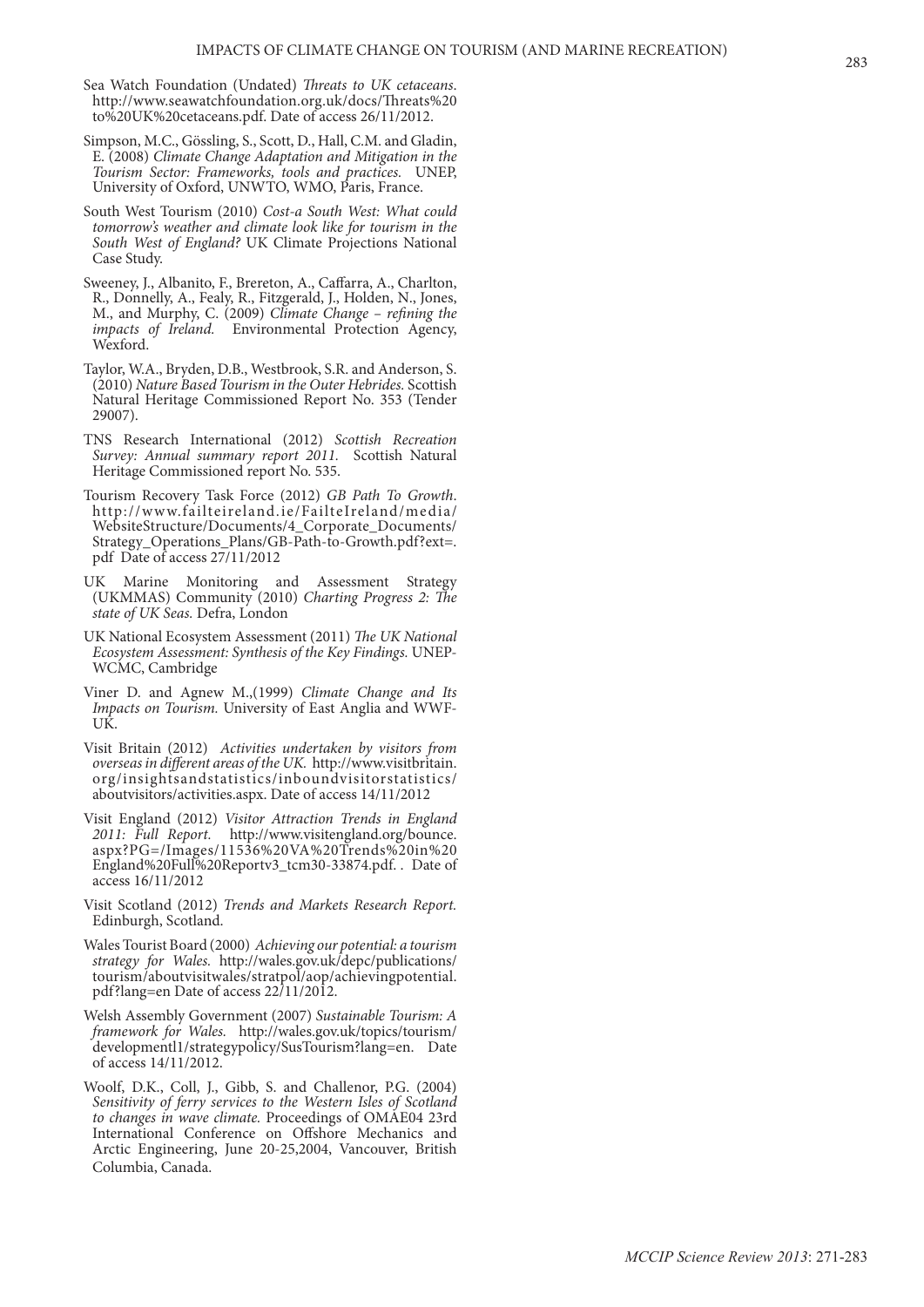Sea Watch Foundation (Undated) *Threats to UK cetaceans*. http://www.seawatchfoundation.org.uk/docs/Threats%20to%20UK%20cetaceans.pdf. Date of access 26/11/2012.

Simpson, M.C., Gössling, S., Scott, D., Hall, C.M. and Gladin, E. (2008) *Climate Change Adaptation and Mitigation in the Tourism Sector: Frameworks, tools and practices.* UNEP, University of Oxford, UNWTO, WMO, Paris, France.

South West Tourism (2010) *Cost-a South West: What could tomorrow's weather and climate look like for tourism in the South West of England?* UK Climate Projections National Case Study.

Sweeney, J., Albanito, F., Brereton, A., Caffarra, A., Charlton, R., Donnelly, A., Fealy, R., Fitzgerald, J., Holden, N., Jones, M., and Murphy, C. (2009) *Climate Change – refining the impacts of Ireland.* Environmental Protection Agency, Wexford.

Taylor, W.A., Bryden, D.B., Westbrook, S.R. and Anderson, S. (2010) *Nature Based Tourism in the Outer Hebrides.* Scottish Natural Heritage Commissioned Report No. 353 (Tender 29007).

TNS Research International (2012) *Scottish Recreation Survey: Annual summary report 2011.* Scottish Natural Heritage Commissioned report No. 535.

Tourism Recovery Task Force (2012) *GB Path To Growth*. http://www.failteireland.ie/FailteIreland/media/WebsiteStructure/Documents/4_Corporate_Documents/Strategy_Operations_Plans/GB-Path-to-Growth.pdf?ext=.pdf Date of access 27/11/2012

UK Marine Monitoring and Assessment Strategy (UKMMAS) Community (2010) *Charting Progress 2: The state of UK Seas.* Defra, London

UK National Ecosystem Assessment (2011) *The UK National Ecosystem Assessment: Synthesis of the Key Findings.* UNEP-WCMC, Cambridge

Viner D. and Agnew M.,(1999) *Climate Change and Its Impacts on Tourism.* University of East Anglia and WWF-UK.

Visit Britain (2012) *Activities undertaken by visitors from overseas in different areas of the UK.* http://www.visitbritain.org/insightsandstatistics/inboundvisitorstatistics/aboutvisitors/activities.aspx. Date of access 14/11/2012

Visit England (2012) *Visitor Attraction Trends in England 2011: Full Report.* http://www.visitengland.org/bounce.aspx?PG=/Images/11536%20VA%20Trends%20in%20England%20Full%20Reportv3_tcm30-33874.pdf. . Date of access 16/11/2012

Visit Scotland (2012) *Trends and Markets Research Report.* Edinburgh, Scotland.

Wales Tourist Board (2000) *Achieving our potential: a tourism strategy for Wales.* http://wales.gov.uk/depc/publications/tourism/aboutvisitwales/stratpol/aop/achievingpotential.pdf?lang=en Date of access 22/11/2012.

Welsh Assembly Government (2007) *Sustainable Tourism: A framework for Wales.* http://wales.gov.uk/topics/tourism/developmentl1/strategypolicy/SusTourism?lang=en. Date of access 14/11/2012.

Woolf, D.K., Coll, J., Gibb, S. and Challenor, P.G. (2004) *Sensitivity of ferry services to the Western Isles of Scotland to changes in wave climate.* Proceedings of OMAE04 23rd International Conference on Offshore Mechanics and Arctic Engineering, June 20-25,2004, Vancouver, British Columbia, Canada.